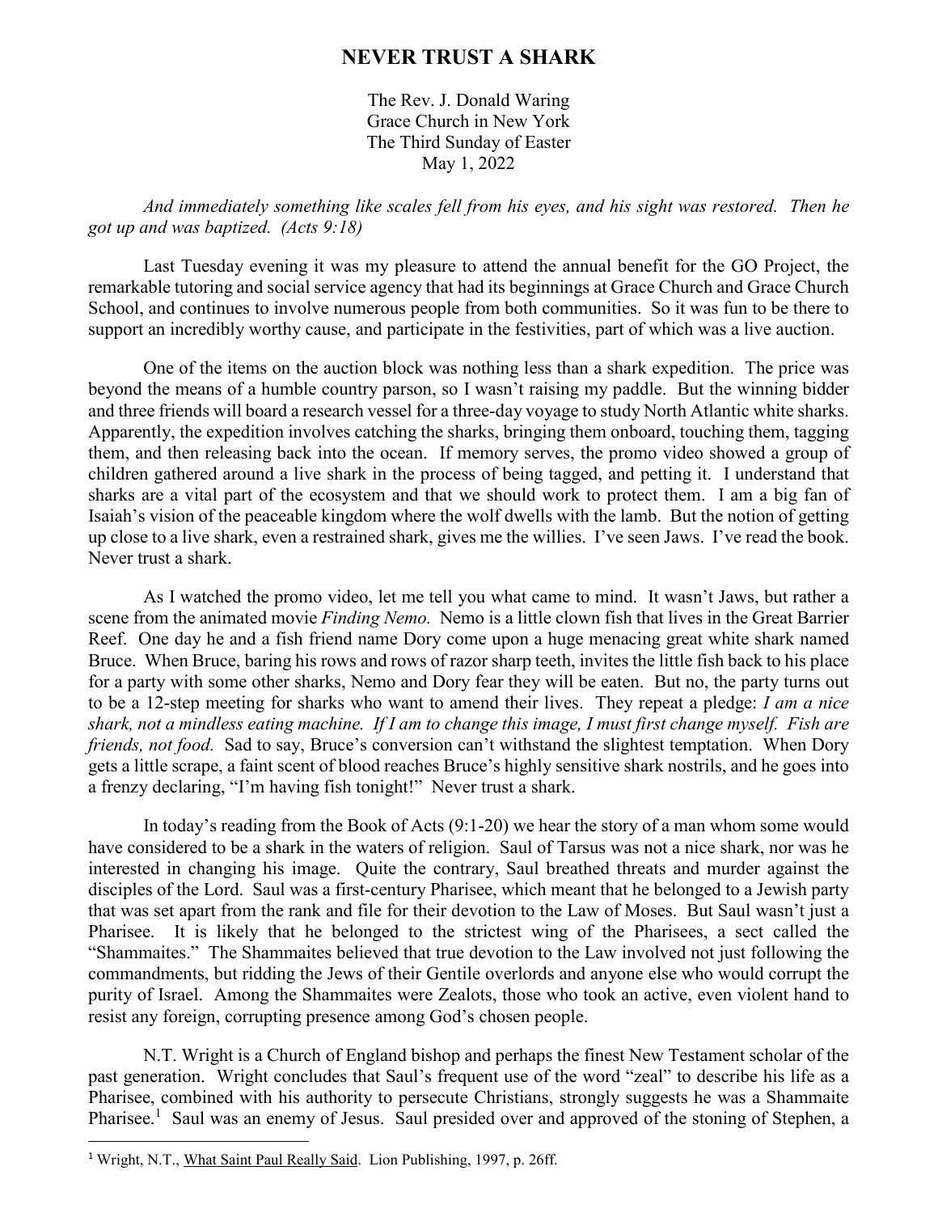# NEVER TRUST A SHARK

The Rev. J. Donald Waring
Grace Church in New York
The Third Sunday of Easter
May 1, 2022

*And immediately something like scales fell from his eyes, and his sight was restored. Then he got up and was baptized. (Acts 9:18)*

Last Tuesday evening it was my pleasure to attend the annual benefit for the GO Project, the remarkable tutoring and social service agency that had its beginnings at Grace Church and Grace Church School, and continues to involve numerous people from both communities. So it was fun to be there to support an incredibly worthy cause, and participate in the festivities, part of which was a live auction.

One of the items on the auction block was nothing less than a shark expedition. The price was beyond the means of a humble country parson, so I wasn't raising my paddle. But the winning bidder and three friends will board a research vessel for a three-day voyage to study North Atlantic white sharks. Apparently, the expedition involves catching the sharks, bringing them onboard, touching them, tagging them, and then releasing back into the ocean. If memory serves, the promo video showed a group of children gathered around a live shark in the process of being tagged, and petting it. I understand that sharks are a vital part of the ecosystem and that we should work to protect them. I am a big fan of Isaiah's vision of the peaceable kingdom where the wolf dwells with the lamb. But the notion of getting up close to a live shark, even a restrained shark, gives me the willies. I've seen Jaws. I've read the book. Never trust a shark.

As I watched the promo video, let me tell you what came to mind. It wasn't Jaws, but rather a scene from the animated movie *Finding Nemo.* Nemo is a little clown fish that lives in the Great Barrier Reef. One day he and a fish friend name Dory come upon a huge menacing great white shark named Bruce. When Bruce, baring his rows and rows of razor sharp teeth, invites the little fish back to his place for a party with some other sharks, Nemo and Dory fear they will be eaten. But no, the party turns out to be a 12-step meeting for sharks who want to amend their lives. They repeat a pledge: *I am a nice shark, not a mindless eating machine. If I am to change this image, I must first change myself. Fish are friends, not food.* Sad to say, Bruce's conversion can't withstand the slightest temptation. When Dory gets a little scrape, a faint scent of blood reaches Bruce's highly sensitive shark nostrils, and he goes into a frenzy declaring, "I'm having fish tonight!" Never trust a shark.

In today's reading from the Book of Acts (9:1-20) we hear the story of a man whom some would have considered to be a shark in the waters of religion. Saul of Tarsus was not a nice shark, nor was he interested in changing his image. Quite the contrary, Saul breathed threats and murder against the disciples of the Lord. Saul was a first-century Pharisee, which meant that he belonged to a Jewish party that was set apart from the rank and file for their devotion to the Law of Moses. But Saul wasn't just a Pharisee. It is likely that he belonged to the strictest wing of the Pharisees, a sect called the "Shammaites." The Shammaites believed that true devotion to the Law involved not just following the commandments, but ridding the Jews of their Gentile overlords and anyone else who would corrupt the purity of Israel. Among the Shammaites were Zealots, those who took an active, even violent hand to resist any foreign, corrupting presence among God's chosen people.

N.T. Wright is a Church of England bishop and perhaps the finest New Testament scholar of the past generation. Wright concludes that Saul's frequent use of the word "zeal" to describe his life as a Pharisee, combined with his authority to persecute Christians, strongly suggests he was a Shammaite Pharisee.[1] Saul was an enemy of Jesus. Saul presided over and approved of the stoning of Stephen, a

[1] Wright, N.T., What Saint Paul Really Said. Lion Publishing, 1997, p. 26ff.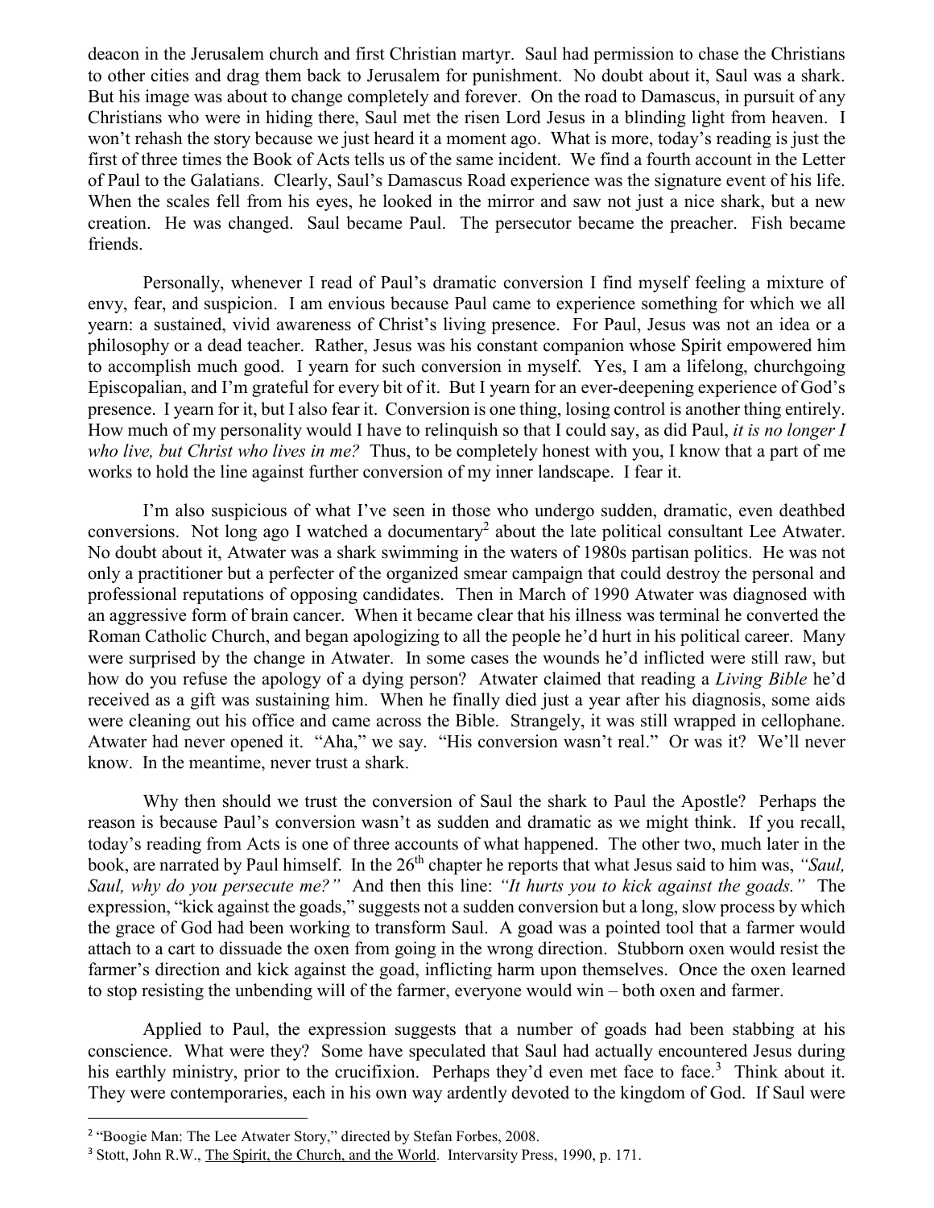deacon in the Jerusalem church and first Christian martyr. Saul had permission to chase the Christians to other cities and drag them back to Jerusalem for punishment. No doubt about it, Saul was a shark. But his image was about to change completely and forever. On the road to Damascus, in pursuit of any Christians who were in hiding there, Saul met the risen Lord Jesus in a blinding light from heaven. I won't rehash the story because we just heard it a moment ago. What is more, today's reading is just the first of three times the Book of Acts tells us of the same incident. We find a fourth account in the Letter of Paul to the Galatians. Clearly, Saul's Damascus Road experience was the signature event of his life. When the scales fell from his eyes, he looked in the mirror and saw not just a nice shark, but a new creation. He was changed. Saul became Paul. The persecutor became the preacher. Fish became friends.

Personally, whenever I read of Paul's dramatic conversion I find myself feeling a mixture of envy, fear, and suspicion. I am envious because Paul came to experience something for which we all yearn: a sustained, vivid awareness of Christ's living presence. For Paul, Jesus was not an idea or a philosophy or a dead teacher. Rather, Jesus was his constant companion whose Spirit empowered him to accomplish much good. I yearn for such conversion in myself. Yes, I am a lifelong, churchgoing Episcopalian, and I'm grateful for every bit of it. But I yearn for an ever-deepening experience of God's presence. I yearn for it, but I also fear it. Conversion is one thing, losing control is another thing entirely. How much of my personality would I have to relinquish so that I could say, as did Paul, *it is no longer I who live, but Christ who lives in me?* Thus, to be completely honest with you, I know that a part of me works to hold the line against further conversion of my inner landscape. I fear it.

I'm also suspicious of what I've seen in those who undergo sudden, dramatic, even deathbed conversions. Not long ago I watched a documentary[2] about the late political consultant Lee Atwater. No doubt about it, Atwater was a shark swimming in the waters of 1980s partisan politics. He was not only a practitioner but a perfecter of the organized smear campaign that could destroy the personal and professional reputations of opposing candidates. Then in March of 1990 Atwater was diagnosed with an aggressive form of brain cancer. When it became clear that his illness was terminal he converted the Roman Catholic Church, and began apologizing to all the people he'd hurt in his political career. Many were surprised by the change in Atwater. In some cases the wounds he'd inflicted were still raw, but how do you refuse the apology of a dying person? Atwater claimed that reading a *Living Bible* he'd received as a gift was sustaining him. When he finally died just a year after his diagnosis, some aids were cleaning out his office and came across the Bible. Strangely, it was still wrapped in cellophane. Atwater had never opened it. "Aha," we say. "His conversion wasn't real." Or was it? We'll never know. In the meantime, never trust a shark.

Why then should we trust the conversion of Saul the shark to Paul the Apostle? Perhaps the reason is because Paul's conversion wasn't as sudden and dramatic as we might think. If you recall, today's reading from Acts is one of three accounts of what happened. The other two, much later in the book, are narrated by Paul himself. In the 26th chapter he reports that what Jesus said to him was, *"Saul, Saul, why do you persecute me?"* And then this line: *"It hurts you to kick against the goads."* The expression, "kick against the goads," suggests not a sudden conversion but a long, slow process by which the grace of God had been working to transform Saul. A goad was a pointed tool that a farmer would attach to a cart to dissuade the oxen from going in the wrong direction. Stubborn oxen would resist the farmer's direction and kick against the goad, inflicting harm upon themselves. Once the oxen learned to stop resisting the unbending will of the farmer, everyone would win – both oxen and farmer.

Applied to Paul, the expression suggests that a number of goads had been stabbing at his conscience. What were they? Some have speculated that Saul had actually encountered Jesus during his earthly ministry, prior to the crucifixion. Perhaps they'd even met face to face.[3] Think about it. They were contemporaries, each in his own way ardently devoted to the kingdom of God. If Saul were

---

[2] "Boogie Man: The Lee Atwater Story," directed by Stefan Forbes, 2008.

[3] Stott, John R.W., The Spirit, the Church, and the World. Intervarsity Press, 1990, p. 171.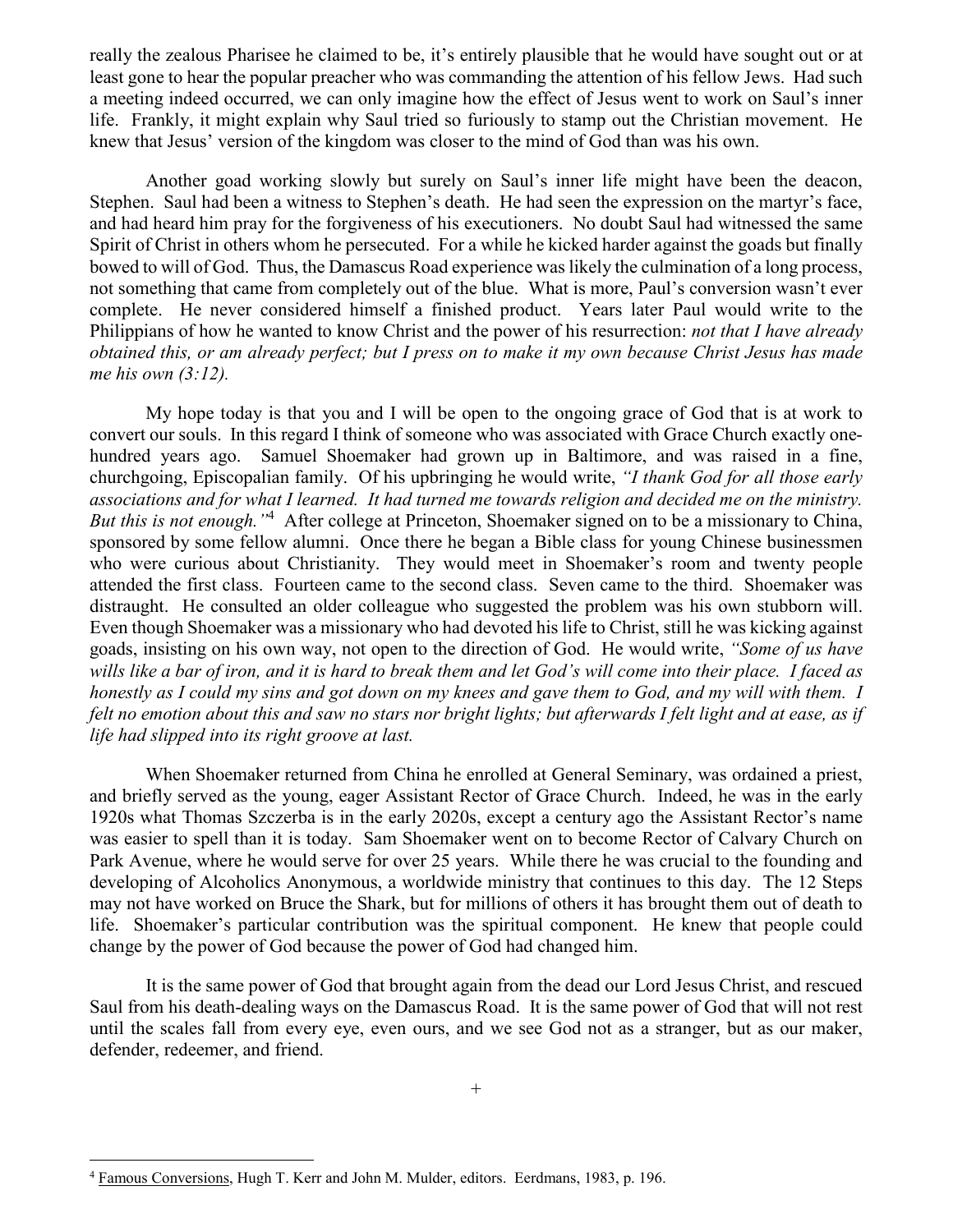really the zealous Pharisee he claimed to be, it's entirely plausible that he would have sought out or at least gone to hear the popular preacher who was commanding the attention of his fellow Jews. Had such a meeting indeed occurred, we can only imagine how the effect of Jesus went to work on Saul's inner life. Frankly, it might explain why Saul tried so furiously to stamp out the Christian movement. He knew that Jesus' version of the kingdom was closer to the mind of God than was his own.

Another goad working slowly but surely on Saul's inner life might have been the deacon, Stephen. Saul had been a witness to Stephen's death. He had seen the expression on the martyr's face, and had heard him pray for the forgiveness of his executioners. No doubt Saul had witnessed the same Spirit of Christ in others whom he persecuted. For a while he kicked harder against the goads but finally bowed to will of God. Thus, the Damascus Road experience was likely the culmination of a long process, not something that came from completely out of the blue. What is more, Paul's conversion wasn't ever complete. He never considered himself a finished product. Years later Paul would write to the Philippians of how he wanted to know Christ and the power of his resurrection: *not that I have already obtained this, or am already perfect; but I press on to make it my own because Christ Jesus has made me his own (3:12).*

My hope today is that you and I will be open to the ongoing grace of God that is at work to convert our souls. In this regard I think of someone who was associated with Grace Church exactly one-hundred years ago. Samuel Shoemaker had grown up in Baltimore, and was raised in a fine, churchgoing, Episcopalian family. Of his upbringing he would write, *"I thank God for all those early associations and for what I learned. It had turned me towards religion and decided me on the ministry. But this is not enough."*[4] After college at Princeton, Shoemaker signed on to be a missionary to China, sponsored by some fellow alumni. Once there he began a Bible class for young Chinese businessmen who were curious about Christianity. They would meet in Shoemaker's room and twenty people attended the first class. Fourteen came to the second class. Seven came to the third. Shoemaker was distraught. He consulted an older colleague who suggested the problem was his own stubborn will. Even though Shoemaker was a missionary who had devoted his life to Christ, still he was kicking against goads, insisting on his own way, not open to the direction of God. He would write, *"Some of us have wills like a bar of iron, and it is hard to break them and let God's will come into their place. I faced as honestly as I could my sins and got down on my knees and gave them to God, and my will with them. I felt no emotion about this and saw no stars nor bright lights; but afterwards I felt light and at ease, as if life had slipped into its right groove at last.*

When Shoemaker returned from China he enrolled at General Seminary, was ordained a priest, and briefly served as the young, eager Assistant Rector of Grace Church. Indeed, he was in the early 1920s what Thomas Szczerba is in the early 2020s, except a century ago the Assistant Rector's name was easier to spell than it is today. Sam Shoemaker went on to become Rector of Calvary Church on Park Avenue, where he would serve for over 25 years. While there he was crucial to the founding and developing of Alcoholics Anonymous, a worldwide ministry that continues to this day. The 12 Steps may not have worked on Bruce the Shark, but for millions of others it has brought them out of death to life. Shoemaker's particular contribution was the spiritual component. He knew that people could change by the power of God because the power of God had changed him.

It is the same power of God that brought again from the dead our Lord Jesus Christ, and rescued Saul from his death-dealing ways on the Damascus Road. It is the same power of God that will not rest until the scales fall from every eye, even ours, and we see God not as a stranger, but as our maker, defender, redeemer, and friend.

+

[4] Famous Conversions, Hugh T. Kerr and John M. Mulder, editors. Eerdmans, 1983, p. 196.